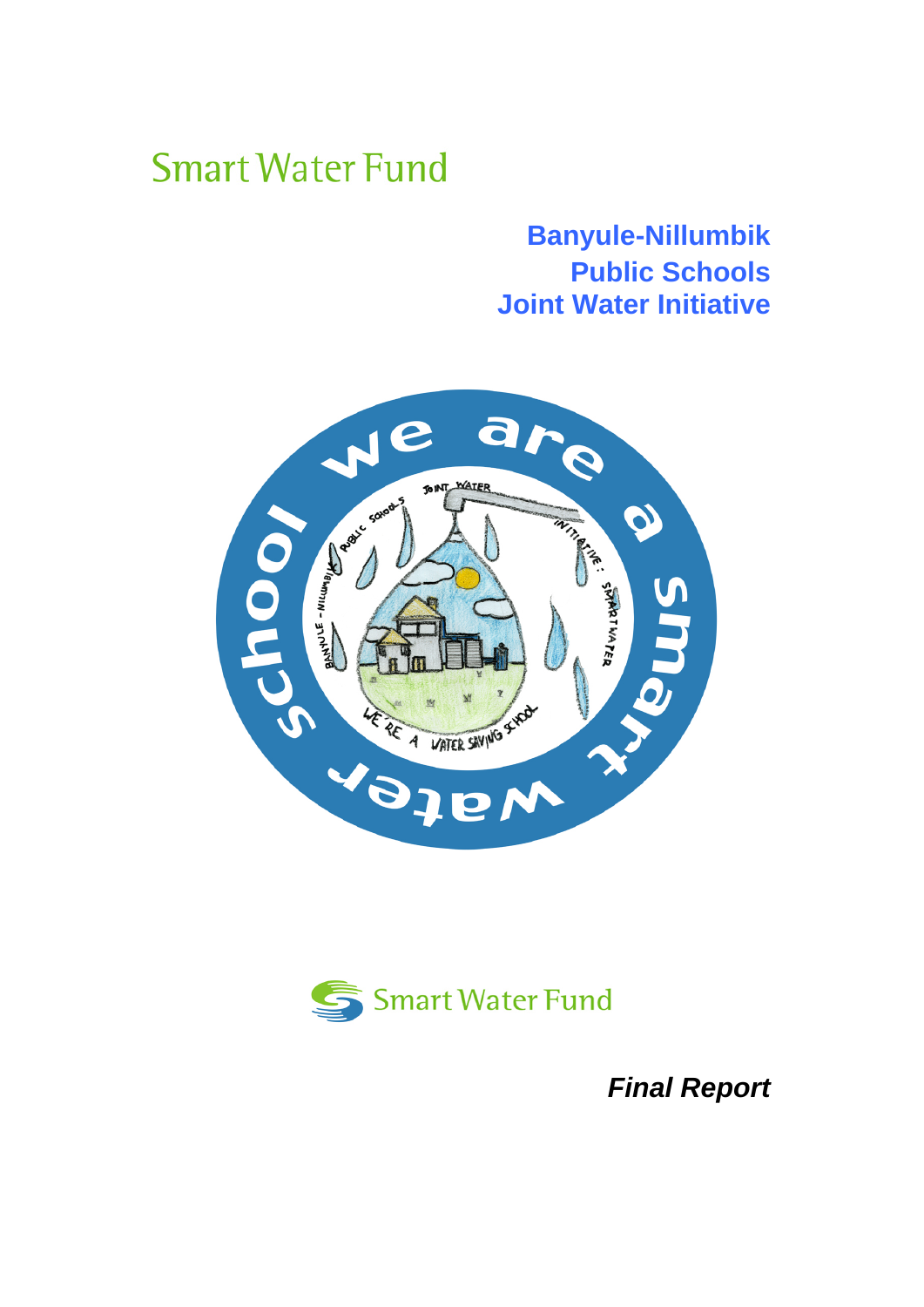Smart Water Fund

# Banyule-Nillumbik Public Schools Joint Water Initiative

Smart Water Fund

***Final Report***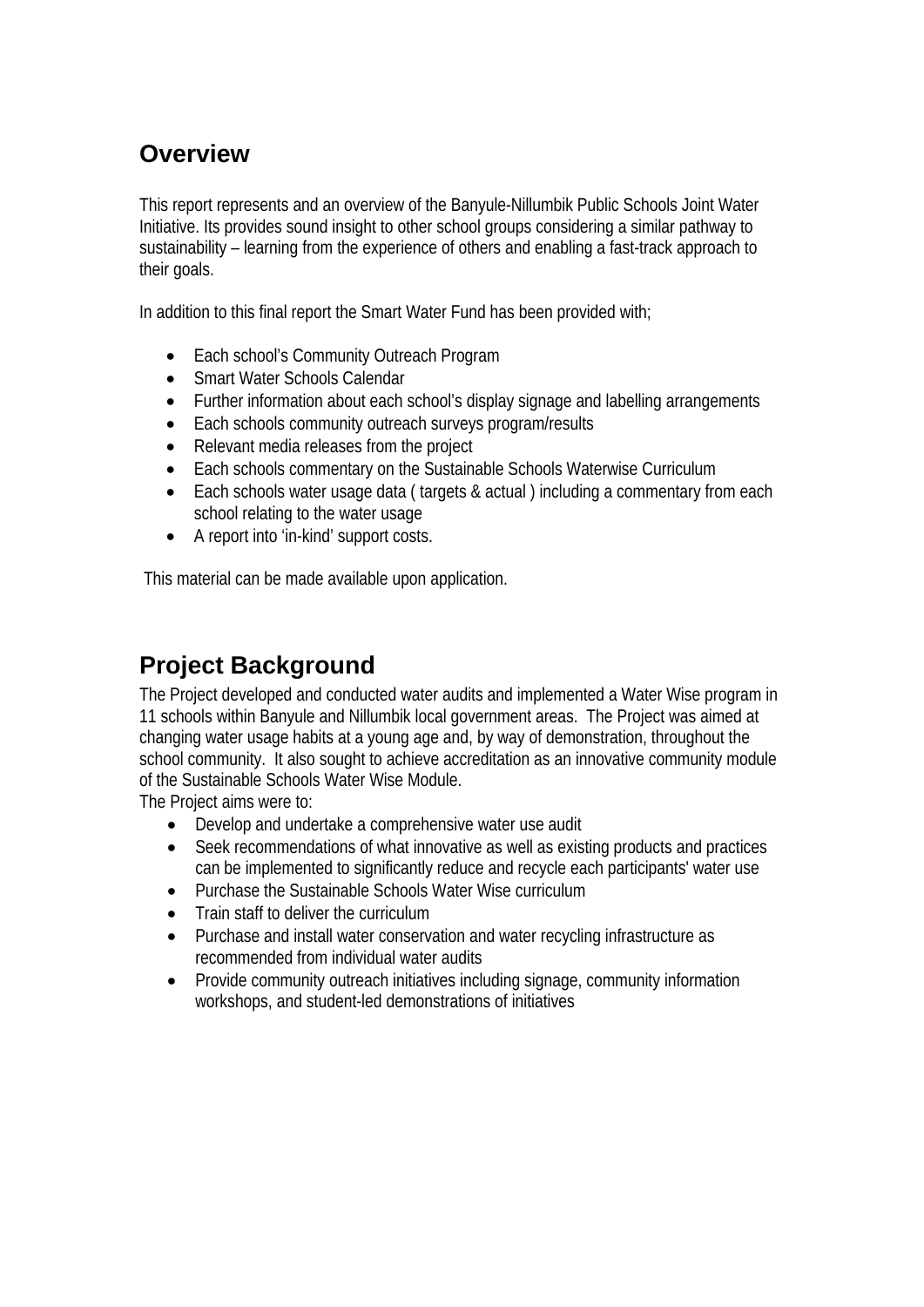## Overview

This report represents and an overview of the Banyule-Nillumbik Public Schools Joint Water Initiative. Its provides sound insight to other school groups considering a similar pathway to sustainability – learning from the experience of others and enabling a fast-track approach to their goals.

In addition to this final report the Smart Water Fund has been provided with;

- Each school's Community Outreach Program
- Smart Water Schools Calendar
- Further information about each school's display signage and labelling arrangements
- Each schools community outreach surveys program/results
- Relevant media releases from the project
- Each schools commentary on the Sustainable Schools Waterwise Curriculum
- Each schools water usage data ( targets & actual ) including a commentary from each school relating to the water usage
- A report into 'in-kind' support costs.

This material can be made available upon application.

## Project Background

The Project developed and conducted water audits and implemented a Water Wise program in 11 schools within Banyule and Nillumbik local government areas. The Project was aimed at changing water usage habits at a young age and, by way of demonstration, throughout the school community. It also sought to achieve accreditation as an innovative community module of the Sustainable Schools Water Wise Module.

The Project aims were to:

- Develop and undertake a comprehensive water use audit
- Seek recommendations of what innovative as well as existing products and practices can be implemented to significantly reduce and recycle each participants' water use
- Purchase the Sustainable Schools Water Wise curriculum
- Train staff to deliver the curriculum
- Purchase and install water conservation and water recycling infrastructure as recommended from individual water audits
- Provide community outreach initiatives including signage, community information workshops, and student-led demonstrations of initiatives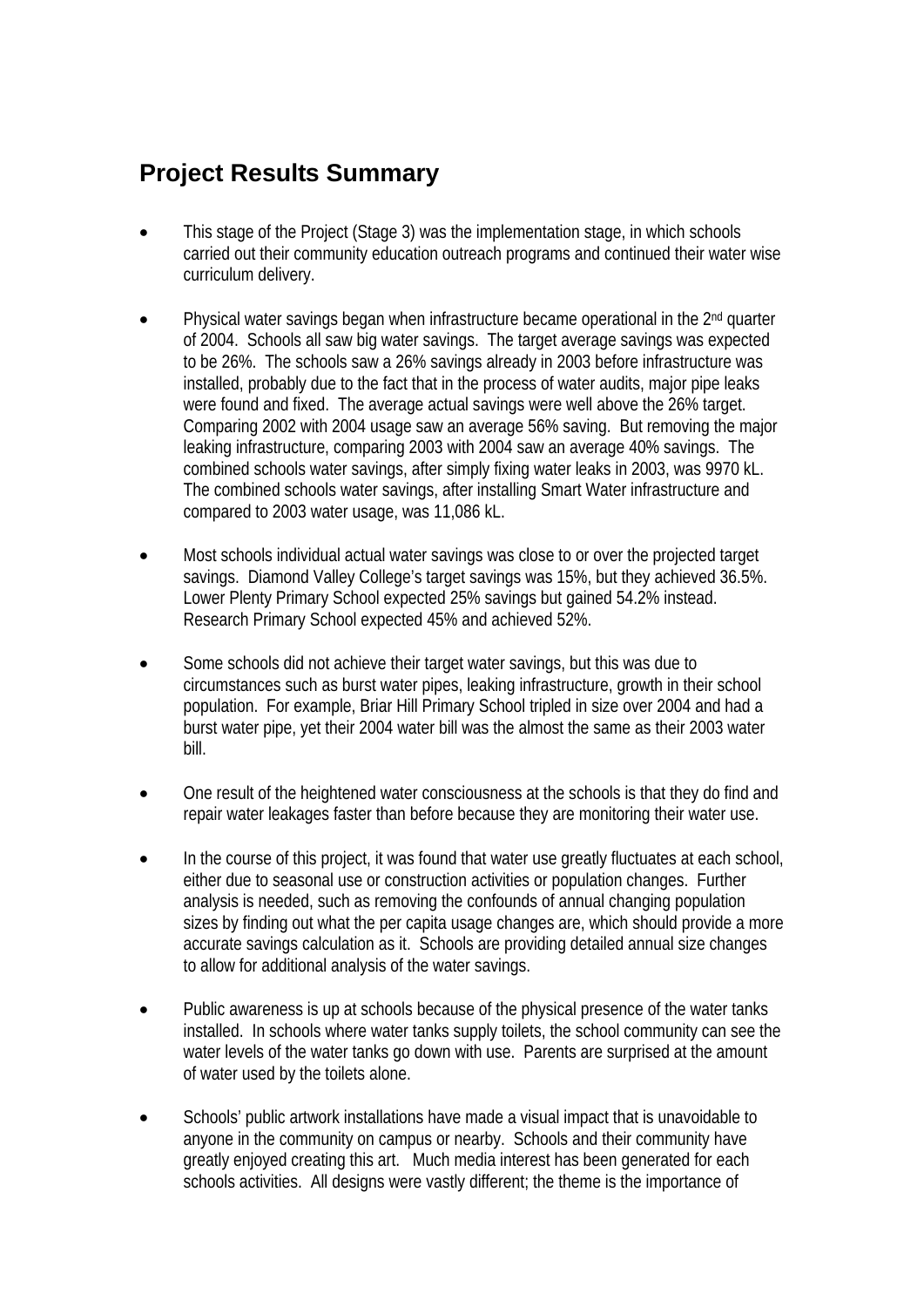## Project Results Summary

- This stage of the Project (Stage 3) was the implementation stage, in which schools carried out their community education outreach programs and continued their water wise curriculum delivery.

- Physical water savings began when infrastructure became operational in the 2nd quarter of 2004. Schools all saw big water savings. The target average savings was expected to be 26%. The schools saw a 26% savings already in 2003 before infrastructure was installed, probably due to the fact that in the process of water audits, major pipe leaks were found and fixed. The average actual savings were well above the 26% target. Comparing 2002 with 2004 usage saw an average 56% saving. But removing the major leaking infrastructure, comparing 2003 with 2004 saw an average 40% savings. The combined schools water savings, after simply fixing water leaks in 2003, was 9970 kL. The combined schools water savings, after installing Smart Water infrastructure and compared to 2003 water usage, was 11,086 kL.

- Most schools individual actual water savings was close to or over the projected target savings. Diamond Valley College's target savings was 15%, but they achieved 36.5%. Lower Plenty Primary School expected 25% savings but gained 54.2% instead. Research Primary School expected 45% and achieved 52%.

- Some schools did not achieve their target water savings, but this was due to circumstances such as burst water pipes, leaking infrastructure, growth in their school population. For example, Briar Hill Primary School tripled in size over 2004 and had a burst water pipe, yet their 2004 water bill was the almost the same as their 2003 water bill.

- One result of the heightened water consciousness at the schools is that they do find and repair water leakages faster than before because they are monitoring their water use.

- In the course of this project, it was found that water use greatly fluctuates at each school, either due to seasonal use or construction activities or population changes. Further analysis is needed, such as removing the confounds of annual changing population sizes by finding out what the per capita usage changes are, which should provide a more accurate savings calculation as it. Schools are providing detailed annual size changes to allow for additional analysis of the water savings.

- Public awareness is up at schools because of the physical presence of the water tanks installed. In schools where water tanks supply toilets, the school community can see the water levels of the water tanks go down with use. Parents are surprised at the amount of water used by the toilets alone.

- Schools' public artwork installations have made a visual impact that is unavoidable to anyone in the community on campus or nearby. Schools and their community have greatly enjoyed creating this art. Much media interest has been generated for each schools activities. All designs were vastly different; the theme is the importance of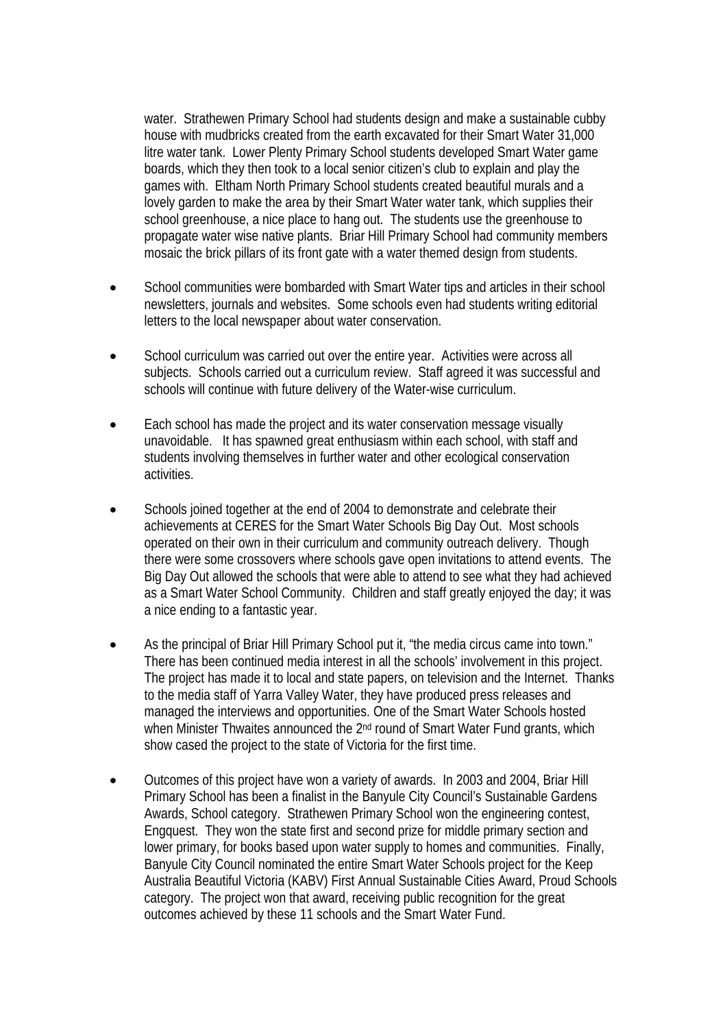water. Strathewen Primary School had students design and make a sustainable cubby house with mudbricks created from the earth excavated for their Smart Water 31,000 litre water tank. Lower Plenty Primary School students developed Smart Water game boards, which they then took to a local senior citizen's club to explain and play the games with. Eltham North Primary School students created beautiful murals and a lovely garden to make the area by their Smart Water water tank, which supplies their school greenhouse, a nice place to hang out. The students use the greenhouse to propagate water wise native plants. Briar Hill Primary School had community members mosaic the brick pillars of its front gate with a water themed design from students.

- School communities were bombarded with Smart Water tips and articles in their school newsletters, journals and websites. Some schools even had students writing editorial letters to the local newspaper about water conservation.

- School curriculum was carried out over the entire year. Activities were across all subjects. Schools carried out a curriculum review. Staff agreed it was successful and schools will continue with future delivery of the Water-wise curriculum.

- Each school has made the project and its water conservation message visually unavoidable. It has spawned great enthusiasm within each school, with staff and students involving themselves in further water and other ecological conservation activities.

- Schools joined together at the end of 2004 to demonstrate and celebrate their achievements at CERES for the Smart Water Schools Big Day Out. Most schools operated on their own in their curriculum and community outreach delivery. Though there were some crossovers where schools gave open invitations to attend events. The Big Day Out allowed the schools that were able to attend to see what they had achieved as a Smart Water School Community. Children and staff greatly enjoyed the day; it was a nice ending to a fantastic year.

- As the principal of Briar Hill Primary School put it, "the media circus came into town." There has been continued media interest in all the schools' involvement in this project. The project has made it to local and state papers, on television and the Internet. Thanks to the media staff of Yarra Valley Water, they have produced press releases and managed the interviews and opportunities. One of the Smart Water Schools hosted when Minister Thwaites announced the 2nd round of Smart Water Fund grants, which show cased the project to the state of Victoria for the first time.

- Outcomes of this project have won a variety of awards. In 2003 and 2004, Briar Hill Primary School has been a finalist in the Banyule City Council's Sustainable Gardens Awards, School category. Strathewen Primary School won the engineering contest, Engquest. They won the state first and second prize for middle primary section and lower primary, for books based upon water supply to homes and communities. Finally, Banyule City Council nominated the entire Smart Water Schools project for the Keep Australia Beautiful Victoria (KABV) First Annual Sustainable Cities Award, Proud Schools category. The project won that award, receiving public recognition for the great outcomes achieved by these 11 schools and the Smart Water Fund.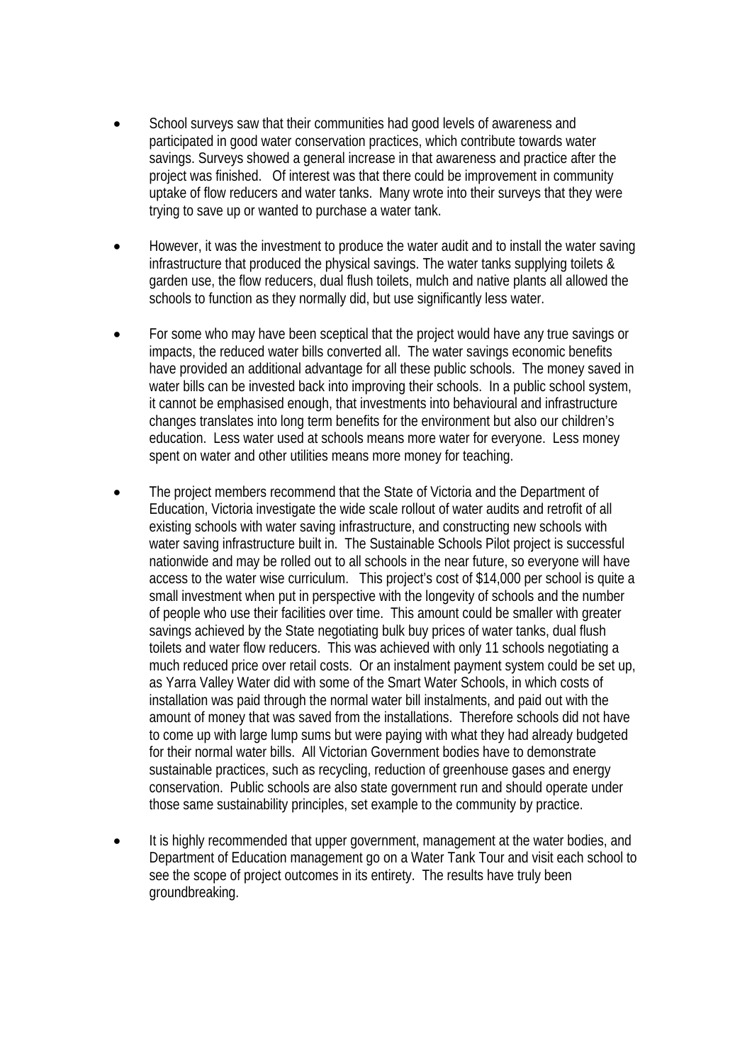- School surveys saw that their communities had good levels of awareness and participated in good water conservation practices, which contribute towards water savings. Surveys showed a general increase in that awareness and practice after the project was finished. Of interest was that there could be improvement in community uptake of flow reducers and water tanks. Many wrote into their surveys that they were trying to save up or wanted to purchase a water tank.

- However, it was the investment to produce the water audit and to install the water saving infrastructure that produced the physical savings. The water tanks supplying toilets & garden use, the flow reducers, dual flush toilets, mulch and native plants all allowed the schools to function as they normally did, but use significantly less water.

- For some who may have been sceptical that the project would have any true savings or impacts, the reduced water bills converted all. The water savings economic benefits have provided an additional advantage for all these public schools. The money saved in water bills can be invested back into improving their schools. In a public school system, it cannot be emphasised enough, that investments into behavioural and infrastructure changes translates into long term benefits for the environment but also our children's education. Less water used at schools means more water for everyone. Less money spent on water and other utilities means more money for teaching.

- The project members recommend that the State of Victoria and the Department of Education, Victoria investigate the wide scale rollout of water audits and retrofit of all existing schools with water saving infrastructure, and constructing new schools with water saving infrastructure built in. The Sustainable Schools Pilot project is successful nationwide and may be rolled out to all schools in the near future, so everyone will have access to the water wise curriculum. This project's cost of $14,000 per school is quite a small investment when put in perspective with the longevity of schools and the number of people who use their facilities over time. This amount could be smaller with greater savings achieved by the State negotiating bulk buy prices of water tanks, dual flush toilets and water flow reducers. This was achieved with only 11 schools negotiating a much reduced price over retail costs. Or an instalment payment system could be set up, as Yarra Valley Water did with some of the Smart Water Schools, in which costs of installation was paid through the normal water bill instalments, and paid out with the amount of money that was saved from the installations. Therefore schools did not have to come up with large lump sums but were paying with what they had already budgeted for their normal water bills. All Victorian Government bodies have to demonstrate sustainable practices, such as recycling, reduction of greenhouse gases and energy conservation. Public schools are also state government run and should operate under those same sustainability principles, set example to the community by practice.

- It is highly recommended that upper government, management at the water bodies, and Department of Education management go on a Water Tank Tour and visit each school to see the scope of project outcomes in its entirety. The results have truly been groundbreaking.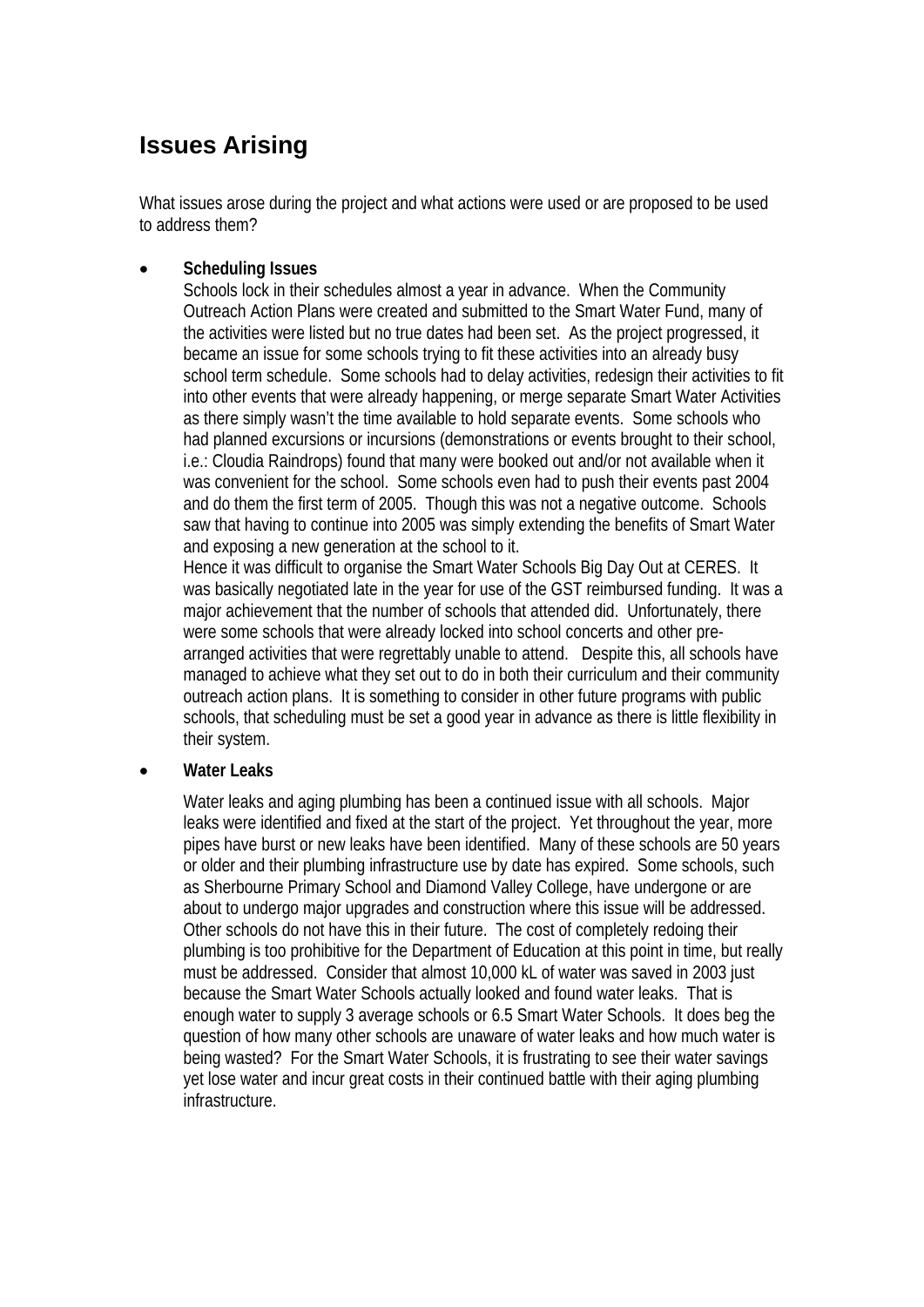## Issues Arising

What issues arose during the project and what actions were used or are proposed to be used to address them?

- **Scheduling Issues**

  Schools lock in their schedules almost a year in advance. When the Community Outreach Action Plans were created and submitted to the Smart Water Fund, many of the activities were listed but no true dates had been set. As the project progressed, it became an issue for some schools trying to fit these activities into an already busy school term schedule. Some schools had to delay activities, redesign their activities to fit into other events that were already happening, or merge separate Smart Water Activities as there simply wasn't the time available to hold separate events. Some schools who had planned excursions or incursions (demonstrations or events brought to their school, i.e.: Cloudia Raindrops) found that many were booked out and/or not available when it was convenient for the school. Some schools even had to push their events past 2004 and do them the first term of 2005. Though this was not a negative outcome. Schools saw that having to continue into 2005 was simply extending the benefits of Smart Water and exposing a new generation at the school to it.

  Hence it was difficult to organise the Smart Water Schools Big Day Out at CERES. It was basically negotiated late in the year for use of the GST reimbursed funding. It was a major achievement that the number of schools that attended did. Unfortunately, there were some schools that were already locked into school concerts and other pre-arranged activities that were regrettably unable to attend. Despite this, all schools have managed to achieve what they set out to do in both their curriculum and their community outreach action plans. It is something to consider in other future programs with public schools, that scheduling must be set a good year in advance as there is little flexibility in their system.

- **Water Leaks**

  Water leaks and aging plumbing has been a continued issue with all schools. Major leaks were identified and fixed at the start of the project. Yet throughout the year, more pipes have burst or new leaks have been identified. Many of these schools are 50 years or older and their plumbing infrastructure use by date has expired. Some schools, such as Sherbourne Primary School and Diamond Valley College, have undergone or are about to undergo major upgrades and construction where this issue will be addressed. Other schools do not have this in their future. The cost of completely redoing their plumbing is too prohibitive for the Department of Education at this point in time, but really must be addressed. Consider that almost 10,000 kL of water was saved in 2003 just because the Smart Water Schools actually looked and found water leaks. That is enough water to supply 3 average schools or 6.5 Smart Water Schools. It does beg the question of how many other schools are unaware of water leaks and how much water is being wasted? For the Smart Water Schools, it is frustrating to see their water savings yet lose water and incur great costs in their continued battle with their aging plumbing infrastructure.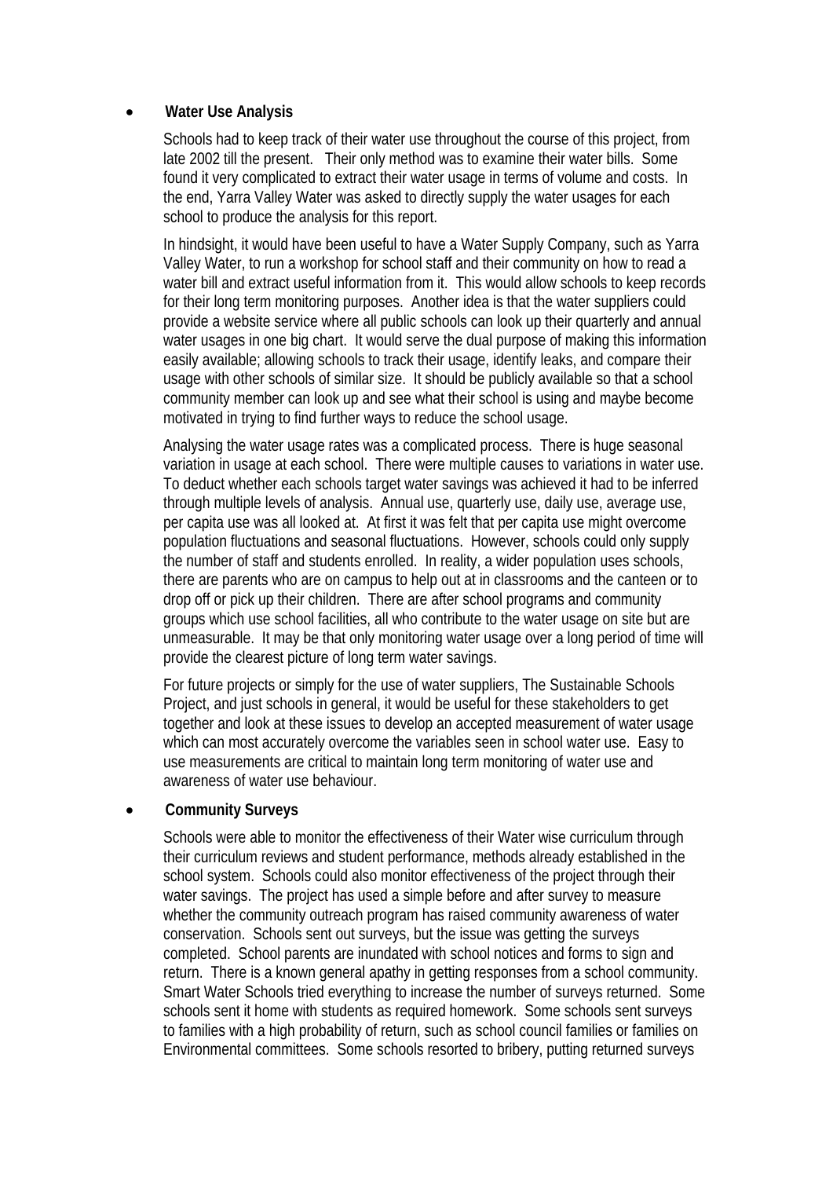- **Water Use Analysis**

  Schools had to keep track of their water use throughout the course of this project, from late 2002 till the present. Their only method was to examine their water bills. Some found it very complicated to extract their water usage in terms of volume and costs. In the end, Yarra Valley Water was asked to directly supply the water usages for each school to produce the analysis for this report.

  In hindsight, it would have been useful to have a Water Supply Company, such as Yarra Valley Water, to run a workshop for school staff and their community on how to read a water bill and extract useful information from it. This would allow schools to keep records for their long term monitoring purposes. Another idea is that the water suppliers could provide a website service where all public schools can look up their quarterly and annual water usages in one big chart. It would serve the dual purpose of making this information easily available; allowing schools to track their usage, identify leaks, and compare their usage with other schools of similar size. It should be publicly available so that a school community member can look up and see what their school is using and maybe become motivated in trying to find further ways to reduce the school usage.

  Analysing the water usage rates was a complicated process. There is huge seasonal variation in usage at each school. There were multiple causes to variations in water use. To deduct whether each schools target water savings was achieved it had to be inferred through multiple levels of analysis. Annual use, quarterly use, daily use, average use, per capita use was all looked at. At first it was felt that per capita use might overcome population fluctuations and seasonal fluctuations. However, schools could only supply the number of staff and students enrolled. In reality, a wider population uses schools, there are parents who are on campus to help out at in classrooms and the canteen or to drop off or pick up their children. There are after school programs and community groups which use school facilities, all who contribute to the water usage on site but are unmeasurable. It may be that only monitoring water usage over a long period of time will provide the clearest picture of long term water savings.

  For future projects or simply for the use of water suppliers, The Sustainable Schools Project, and just schools in general, it would be useful for these stakeholders to get together and look at these issues to develop an accepted measurement of water usage which can most accurately overcome the variables seen in school water use. Easy to use measurements are critical to maintain long term monitoring of water use and awareness of water use behaviour.

- **Community Surveys**

  Schools were able to monitor the effectiveness of their Water wise curriculum through their curriculum reviews and student performance, methods already established in the school system. Schools could also monitor effectiveness of the project through their water savings. The project has used a simple before and after survey to measure whether the community outreach program has raised community awareness of water conservation. Schools sent out surveys, but the issue was getting the surveys completed. School parents are inundated with school notices and forms to sign and return. There is a known general apathy in getting responses from a school community. Smart Water Schools tried everything to increase the number of surveys returned. Some schools sent it home with students as required homework. Some schools sent surveys to families with a high probability of return, such as school council families or families on Environmental committees. Some schools resorted to bribery, putting returned surveys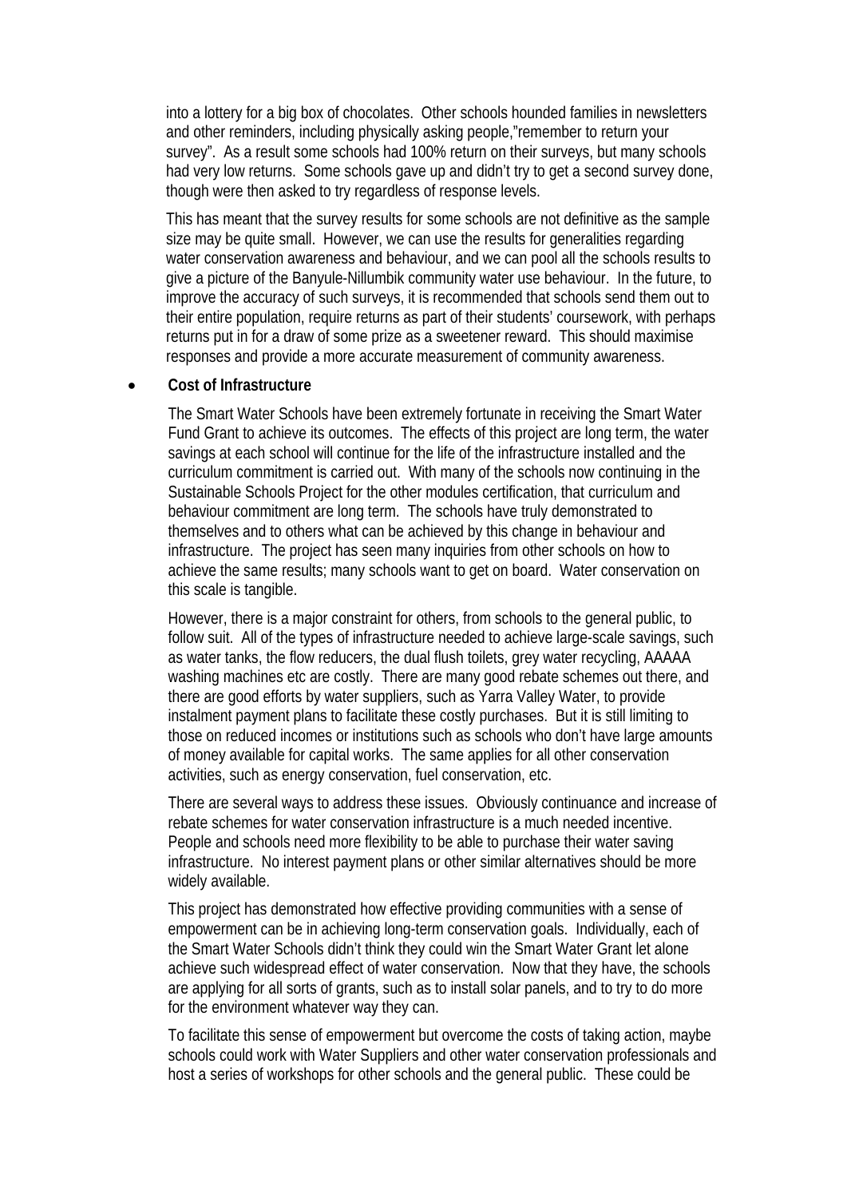into a lottery for a big box of chocolates. Other schools hounded families in newsletters and other reminders, including physically asking people,"remember to return your survey". As a result some schools had 100% return on their surveys, but many schools had very low returns. Some schools gave up and didn't try to get a second survey done, though were then asked to try regardless of response levels.

This has meant that the survey results for some schools are not definitive as the sample size may be quite small. However, we can use the results for generalities regarding water conservation awareness and behaviour, and we can pool all the schools results to give a picture of the Banyule-Nillumbik community water use behaviour. In the future, to improve the accuracy of such surveys, it is recommended that schools send them out to their entire population, require returns as part of their students' coursework, with perhaps returns put in for a draw of some prize as a sweetener reward. This should maximise responses and provide a more accurate measurement of community awareness.

- **Cost of Infrastructure**

  The Smart Water Schools have been extremely fortunate in receiving the Smart Water Fund Grant to achieve its outcomes. The effects of this project are long term, the water savings at each school will continue for the life of the infrastructure installed and the curriculum commitment is carried out. With many of the schools now continuing in the Sustainable Schools Project for the other modules certification, that curriculum and behaviour commitment are long term. The schools have truly demonstrated to themselves and to others what can be achieved by this change in behaviour and infrastructure. The project has seen many inquiries from other schools on how to achieve the same results; many schools want to get on board. Water conservation on this scale is tangible.

  However, there is a major constraint for others, from schools to the general public, to follow suit. All of the types of infrastructure needed to achieve large-scale savings, such as water tanks, the flow reducers, the dual flush toilets, grey water recycling, AAAAA washing machines etc are costly. There are many good rebate schemes out there, and there are good efforts by water suppliers, such as Yarra Valley Water, to provide instalment payment plans to facilitate these costly purchases. But it is still limiting to those on reduced incomes or institutions such as schools who don't have large amounts of money available for capital works. The same applies for all other conservation activities, such as energy conservation, fuel conservation, etc.

  There are several ways to address these issues. Obviously continuance and increase of rebate schemes for water conservation infrastructure is a much needed incentive. People and schools need more flexibility to be able to purchase their water saving infrastructure. No interest payment plans or other similar alternatives should be more widely available.

  This project has demonstrated how effective providing communities with a sense of empowerment can be in achieving long-term conservation goals. Individually, each of the Smart Water Schools didn't think they could win the Smart Water Grant let alone achieve such widespread effect of water conservation. Now that they have, the schools are applying for all sorts of grants, such as to install solar panels, and to try to do more for the environment whatever way they can.

  To facilitate this sense of empowerment but overcome the costs of taking action, maybe schools could work with Water Suppliers and other water conservation professionals and host a series of workshops for other schools and the general public. These could be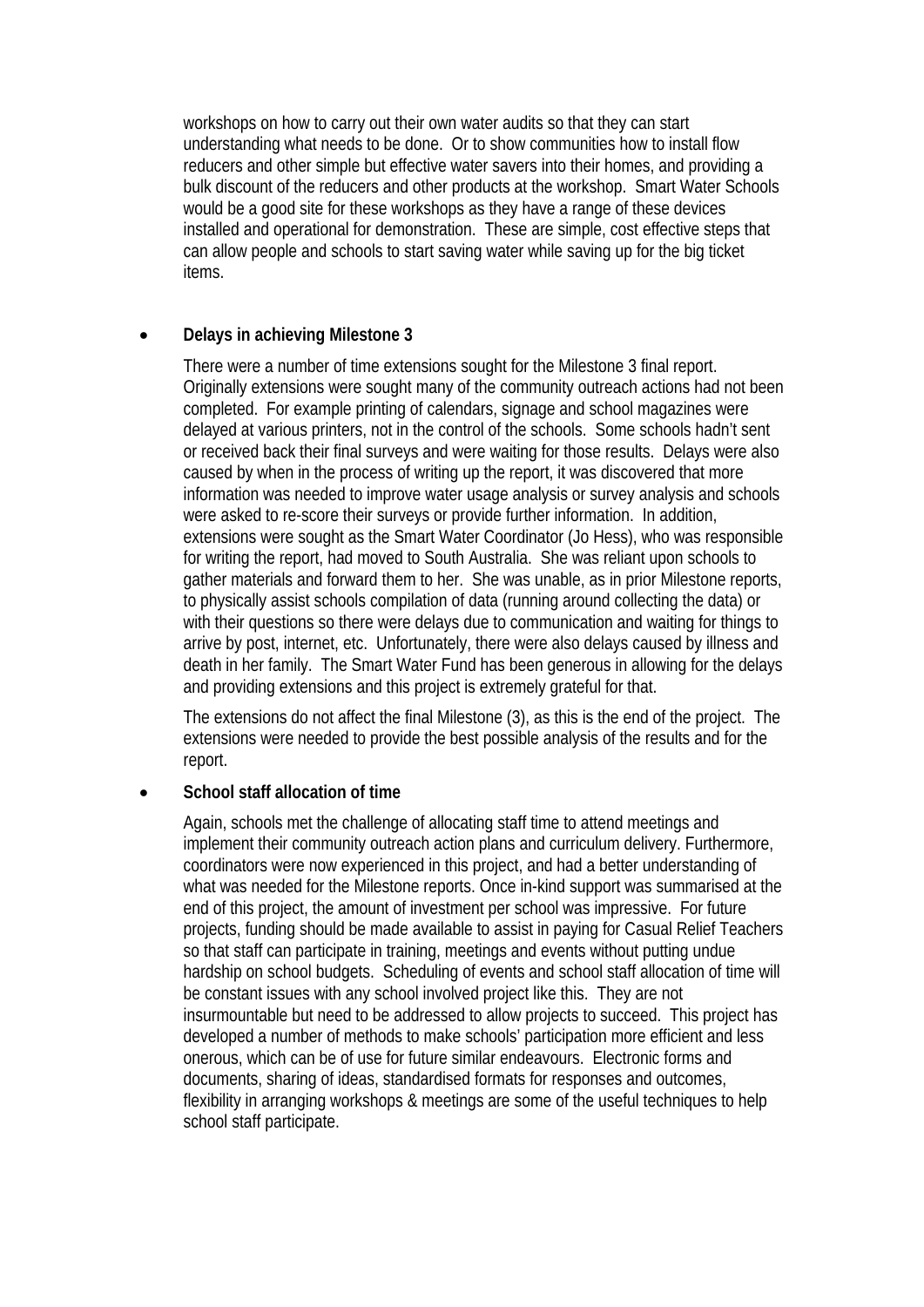workshops on how to carry out their own water audits so that they can start understanding what needs to be done. Or to show communities how to install flow reducers and other simple but effective water savers into their homes, and providing a bulk discount of the reducers and other products at the workshop. Smart Water Schools would be a good site for these workshops as they have a range of these devices installed and operational for demonstration. These are simple, cost effective steps that can allow people and schools to start saving water while saving up for the big ticket items.

- **Delays in achieving Milestone 3**

  There were a number of time extensions sought for the Milestone 3 final report. Originally extensions were sought many of the community outreach actions had not been completed. For example printing of calendars, signage and school magazines were delayed at various printers, not in the control of the schools. Some schools hadn't sent or received back their final surveys and were waiting for those results. Delays were also caused by when in the process of writing up the report, it was discovered that more information was needed to improve water usage analysis or survey analysis and schools were asked to re-score their surveys or provide further information. In addition, extensions were sought as the Smart Water Coordinator (Jo Hess), who was responsible for writing the report, had moved to South Australia. She was reliant upon schools to gather materials and forward them to her. She was unable, as in prior Milestone reports, to physically assist schools compilation of data (running around collecting the data) or with their questions so there were delays due to communication and waiting for things to arrive by post, internet, etc. Unfortunately, there were also delays caused by illness and death in her family. The Smart Water Fund has been generous in allowing for the delays and providing extensions and this project is extremely grateful for that.

  The extensions do not affect the final Milestone (3), as this is the end of the project. The extensions were needed to provide the best possible analysis of the results and for the report.

- **School staff allocation of time**

  Again, schools met the challenge of allocating staff time to attend meetings and implement their community outreach action plans and curriculum delivery. Furthermore, coordinators were now experienced in this project, and had a better understanding of what was needed for the Milestone reports. Once in-kind support was summarised at the end of this project, the amount of investment per school was impressive. For future projects, funding should be made available to assist in paying for Casual Relief Teachers so that staff can participate in training, meetings and events without putting undue hardship on school budgets. Scheduling of events and school staff allocation of time will be constant issues with any school involved project like this. They are not insurmountable but need to be addressed to allow projects to succeed. This project has developed a number of methods to make schools' participation more efficient and less onerous, which can be of use for future similar endeavours. Electronic forms and documents, sharing of ideas, standardised formats for responses and outcomes, flexibility in arranging workshops & meetings are some of the useful techniques to help school staff participate.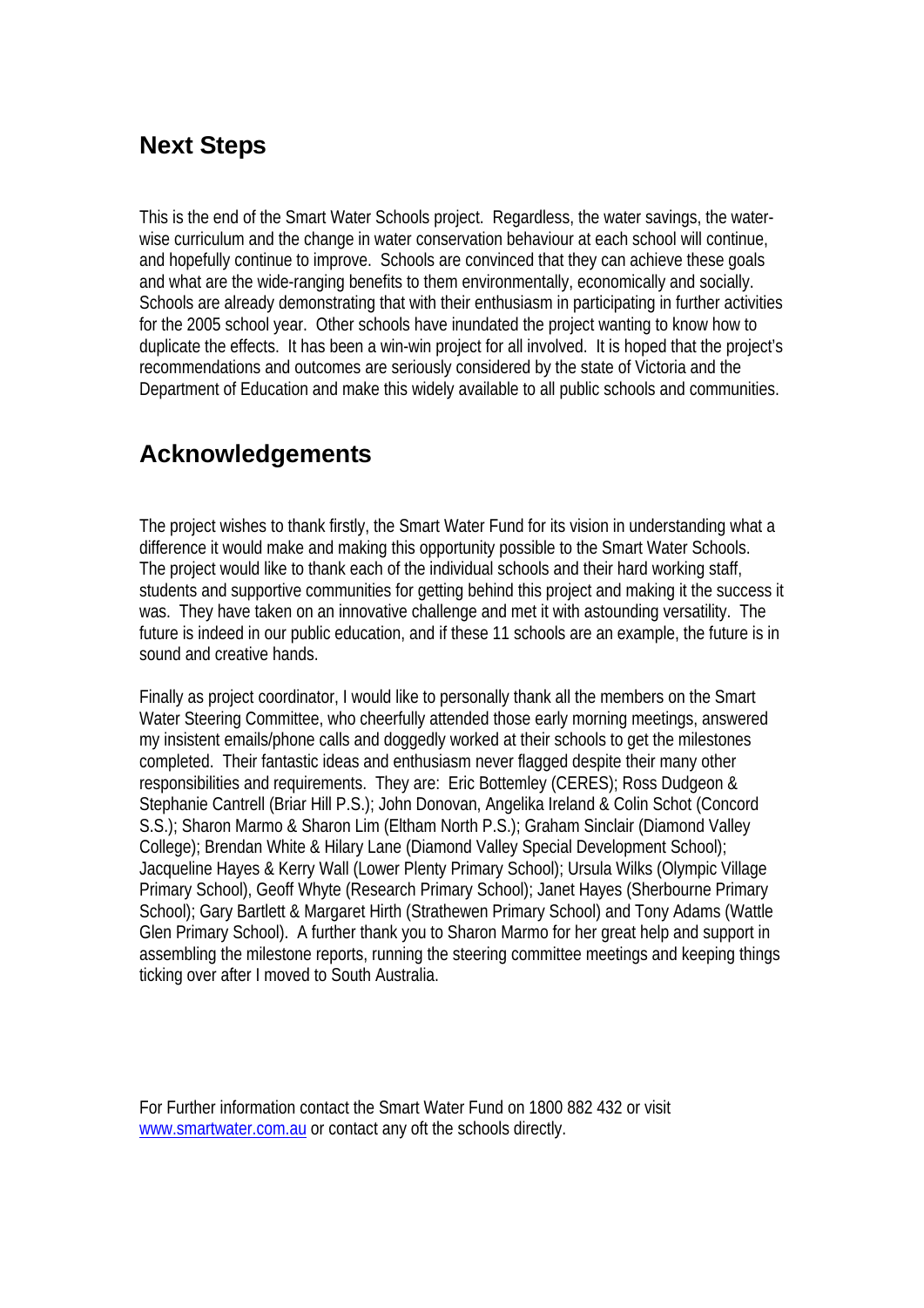## Next Steps

This is the end of the Smart Water Schools project. Regardless, the water savings, the water-wise curriculum and the change in water conservation behaviour at each school will continue, and hopefully continue to improve. Schools are convinced that they can achieve these goals and what are the wide-ranging benefits to them environmentally, economically and socially. Schools are already demonstrating that with their enthusiasm in participating in further activities for the 2005 school year. Other schools have inundated the project wanting to know how to duplicate the effects. It has been a win-win project for all involved. It is hoped that the project's recommendations and outcomes are seriously considered by the state of Victoria and the Department of Education and make this widely available to all public schools and communities.

## Acknowledgements

The project wishes to thank firstly, the Smart Water Fund for its vision in understanding what a difference it would make and making this opportunity possible to the Smart Water Schools. The project would like to thank each of the individual schools and their hard working staff, students and supportive communities for getting behind this project and making it the success it was. They have taken on an innovative challenge and met it with astounding versatility. The future is indeed in our public education, and if these 11 schools are an example, the future is in sound and creative hands.

Finally as project coordinator, I would like to personally thank all the members on the Smart Water Steering Committee, who cheerfully attended those early morning meetings, answered my insistent emails/phone calls and doggedly worked at their schools to get the milestones completed. Their fantastic ideas and enthusiasm never flagged despite their many other responsibilities and requirements. They are: Eric Bottemley (CERES); Ross Dudgeon & Stephanie Cantrell (Briar Hill P.S.); John Donovan, Angelika Ireland & Colin Schot (Concord S.S.); Sharon Marmo & Sharon Lim (Eltham North P.S.); Graham Sinclair (Diamond Valley College); Brendan White & Hilary Lane (Diamond Valley Special Development School); Jacqueline Hayes & Kerry Wall (Lower Plenty Primary School); Ursula Wilks (Olympic Village Primary School), Geoff Whyte (Research Primary School); Janet Hayes (Sherbourne Primary School); Gary Bartlett & Margaret Hirth (Strathewen Primary School) and Tony Adams (Wattle Glen Primary School). A further thank you to Sharon Marmo for her great help and support in assembling the milestone reports, running the steering committee meetings and keeping things ticking over after I moved to South Australia.

For Further information contact the Smart Water Fund on 1800 882 432 or visit www.smartwater.com.au or contact any oft the schools directly.